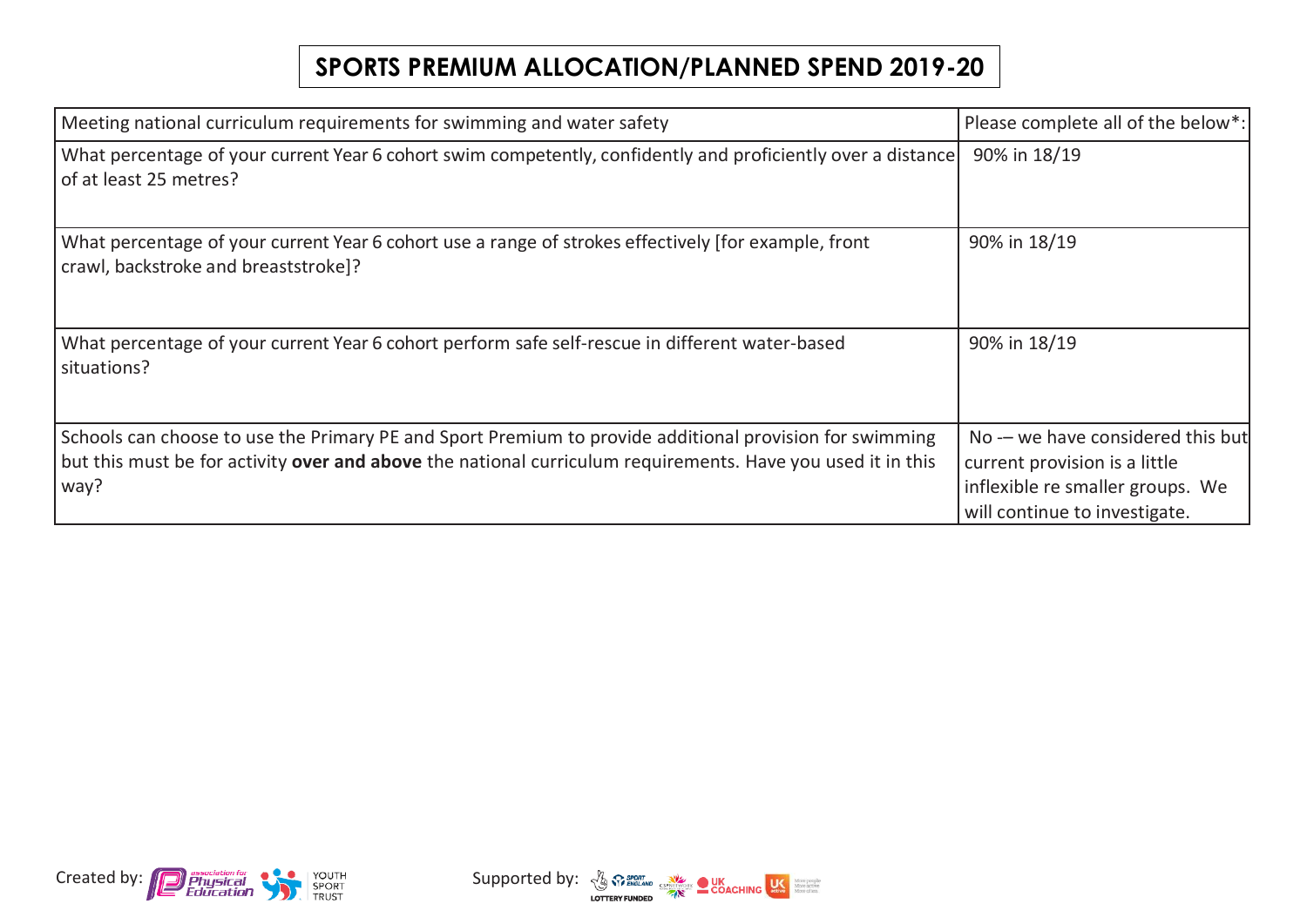# SPORTS PREMIUM ALLOCATION/PLANNED SPEND 2019-20

| Meeting national curriculum requirements for swimming and water safety | Please complete all of the below*: |
|---|---|
| What percentage of your current Year 6 cohort swim competently, confidently and proficiently over a distance of at least 25 metres? | 90% in 18/19 |
| What percentage of your current Year 6 cohort use a range of strokes effectively [for example, front crawl, backstroke and breaststroke]? | 90% in 18/19 |
| What percentage of your current Year 6 cohort perform safe self-rescue in different water-based situations? | 90% in 18/19 |
| Schools can choose to use the Primary PE and Sport Premium to provide additional provision for swimming but this must be for activity **over and above** the national curriculum requirements. Have you used it in this way? | No -– we have considered this but current provision is a little inflexible re smaller groups. We will continue to investigate. |

Created by: Association for Physical Education, Youth Sport Trust

Supported by: Sport England, Lottery Funded, CSPNetwork, UK Coaching, UK Active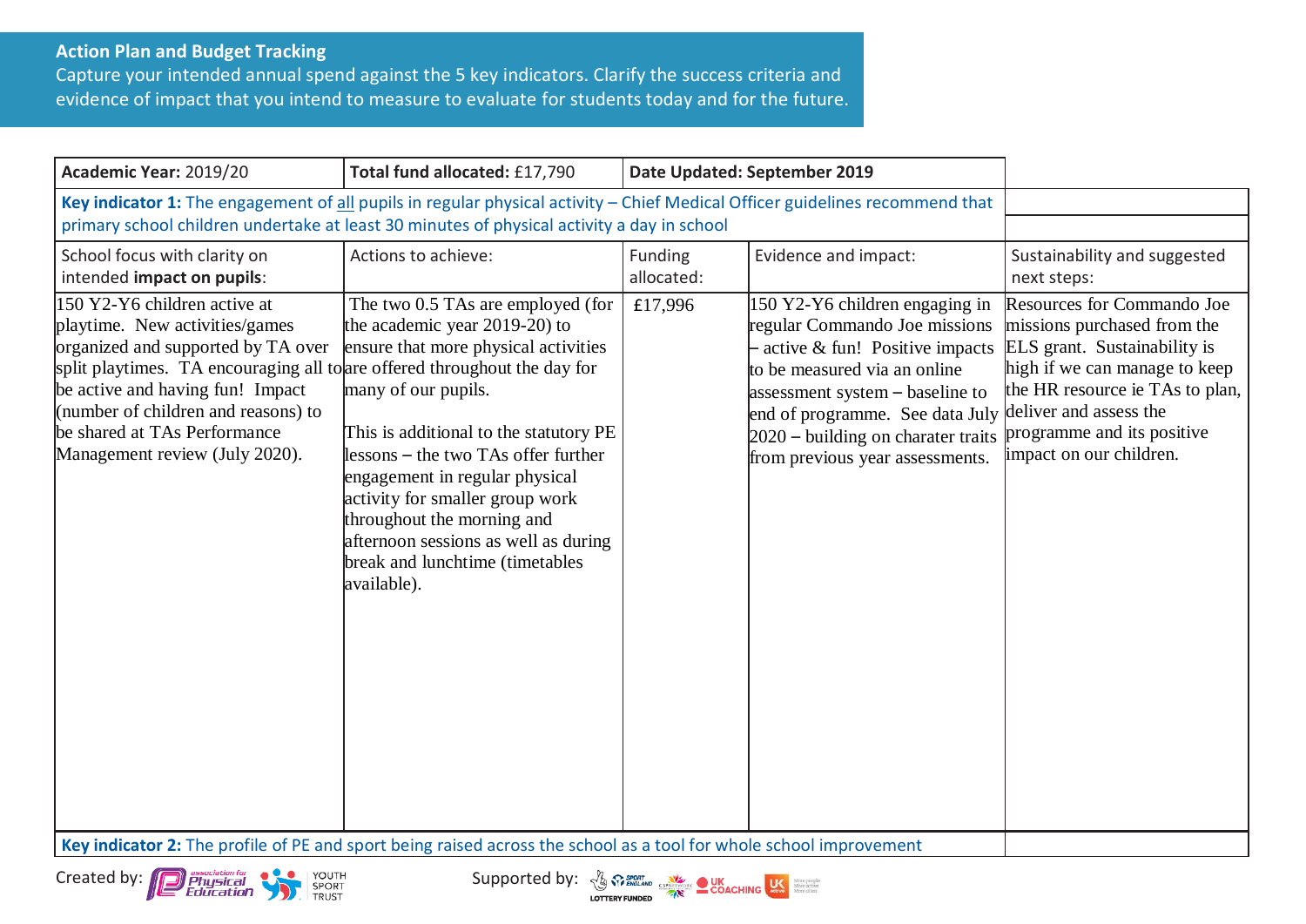## Action Plan and Budget Tracking

Capture your intended annual spend against the 5 key indicators. Clarify the success criteria and evidence of impact that you intend to measure to evaluate for students today and for the future.

| Academic Year: 2019/20 | Total fund allocated: £17,790 | Date Updated: September 2019 | | |
|---|---|---|---|---|
| **Key indicator 1:** The engagement of all pupils in regular physical activity – Chief Medical Officer guidelines recommend that primary school children undertake at least 30 minutes of physical activity a day in school | | | | |
| School focus with clarity on intended **impact on pupils**: | Actions to achieve: | Funding allocated: | Evidence and impact: | Sustainability and suggested next steps: |
| 150 Y2-Y6 children active at playtime. New activities/games organized and supported by TA over split playtimes. TA encouraging all to be active and having fun! Impact (number of children and reasons) to be shared at TAs Performance Management review (July 2020). | The two 0.5 TAs are employed (for the academic year 2019-20) to ensure that more physical activities are offered throughout the day for many of our pupils.<br><br>This is additional to the statutory PE lessons – the two TAs offer further engagement in regular physical activity for smaller group work throughout the morning and afternoon sessions as well as during break and lunchtime (timetables available). | £17,996 | 150 Y2-Y6 children engaging in regular Commando Joe missions – active & fun! Positive impacts to be measured via an online assessment system – baseline to end of programme. See data July 2020 – building on charater traits from previous year assessments. | Resources for Commando Joe missions purchased from the ELS grant. Sustainability is high if we can manage to keep the HR resource ie TAs to plan, deliver and assess the programme and its positive impact on our children. |
| **Key indicator 2:** The profile of PE and sport being raised across the school as a tool for whole school improvement | | | | |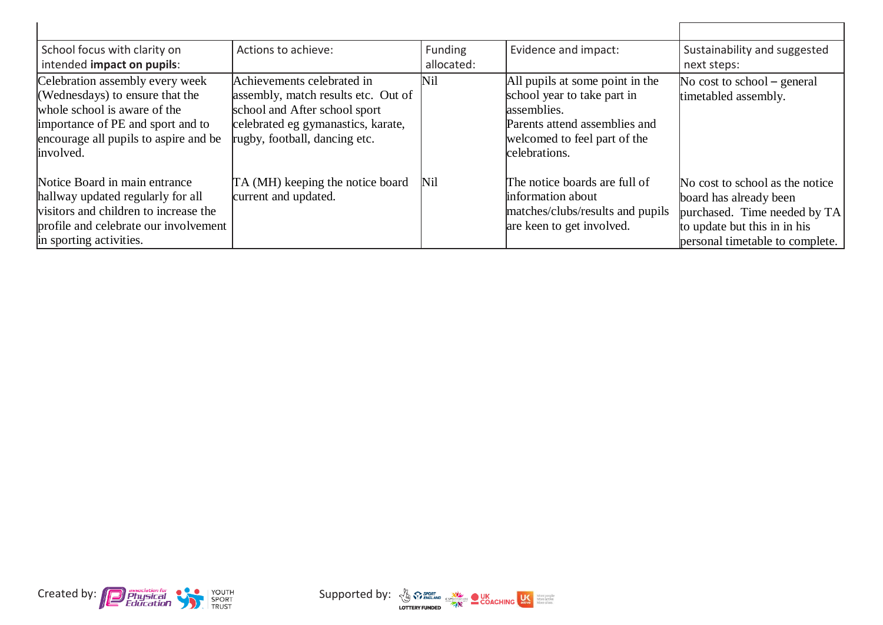| School focus with clarity on intended **impact on pupils**: | Actions to achieve: | Funding allocated: | Evidence and impact: | Sustainability and suggested next steps: |
|---|---|---|---|---|
| Celebration assembly every week (Wednesdays) to ensure that the whole school is aware of the importance of PE and sport and to encourage all pupils to aspire and be involved. | Achievements celebrated in assembly, match results etc. Out of school and After school sport celebrated eg gymanastics, karate, rugby, football, dancing etc. | Nil | All pupils at some point in the school year to take part in assemblies. Parents attend assemblies and welcomed to feel part of the celebrations. | No cost to school – general timetabled assembly. |
| Notice Board in main entrance hallway updated regularly for all visitors and children to increase the profile and celebrate our involvement in sporting activities. | TA (MH) keeping the notice board current and updated. | Nil | The notice boards are full of information about matches/clubs/results and pupils are keen to get involved. | No cost to school as the notice board has already been purchased. Time needed by TA to update but this in in his personal timetable to complete. |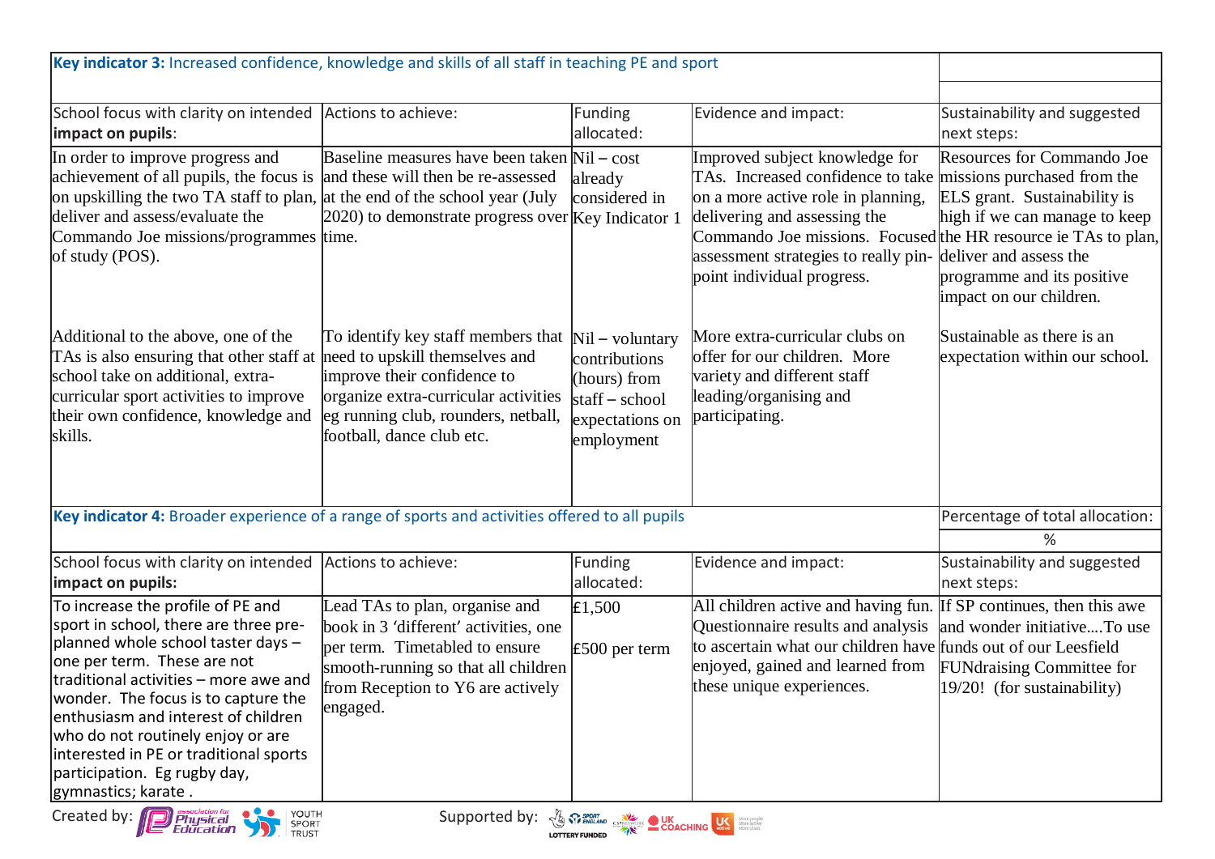| **Key indicator 3:** Increased confidence, knowledge and skills of all staff in teaching PE and sport | | | | |
|---|---|---|---|---|
| School focus with clarity on intended **impact on pupils**: | Actions to achieve: | Funding allocated: | Evidence and impact: | Sustainability and suggested next steps: |
| In order to improve progress and achievement of all pupils, the focus is on upskilling the two TA staff to plan, deliver and assess/evaluate the Commando Joe missions/programmes of study (POS). | Baseline measures have been taken and these will then be re-assessed at the end of the school year (July 2020) to demonstrate progress over time. | Nil – cost already considered in Key Indicator 1 | Improved subject knowledge for TAs. Increased confidence to take on a more active role in planning, delivering and assessing the Commando Joe missions. Focused assessment strategies to really pin-point individual progress. | Resources for Commando Joe missions purchased from the ELS grant. Sustainability is high if we can manage to keep the HR resource ie TAs to plan, deliver and assess the programme and its positive impact on our children. |
| Additional to the above, one of the TAs is also ensuring that other staff at school take on additional, extra-curricular sport activities to improve their own confidence, knowledge and skills. | To identify key staff members that need to upskill themselves and improve their confidence to organize extra-curricular activities eg running club, rounders, netball, football, dance club etc. | Nil – voluntary contributions (hours) from staff – school expectations on employment | More extra-curricular clubs on offer for our children. More variety and different staff leading/organising and participating. | Sustainable as there is an expectation within our school. |

| **Key indicator 4:** Broader experience of a range of sports and activities offered to all pupils | | | | Percentage of total allocation: |
|---|---|---|---|---|
| | | | | % |
| School focus with clarity on intended **impact on pupils:** | Actions to achieve: | Funding allocated: | Evidence and impact: | Sustainability and suggested next steps: |
| To increase the profile of PE and sport in school, there are three pre-planned whole school taster days – one per term. These are not traditional activities – more awe and wonder. The focus is to capture the enthusiasm and interest of children who do not routinely enjoy or are interested in PE or traditional sports participation. Eg rugby day, gymnastics; karate . | Lead TAs to plan, organise and book in 3 'different' activities, one per term. Timetabled to ensure smooth-running so that all children from Reception to Y6 are actively engaged. | £1,500<br><br>£500 per term | All children active and having fun. Questionnaire results and analysis to ascertain what our children have enjoyed, gained and learned from these unique experiences. | If SP continues, then this awe and wonder initiative….To use funds out of our Leesfield FUNdraising Committee for 19/20! (for sustainability) |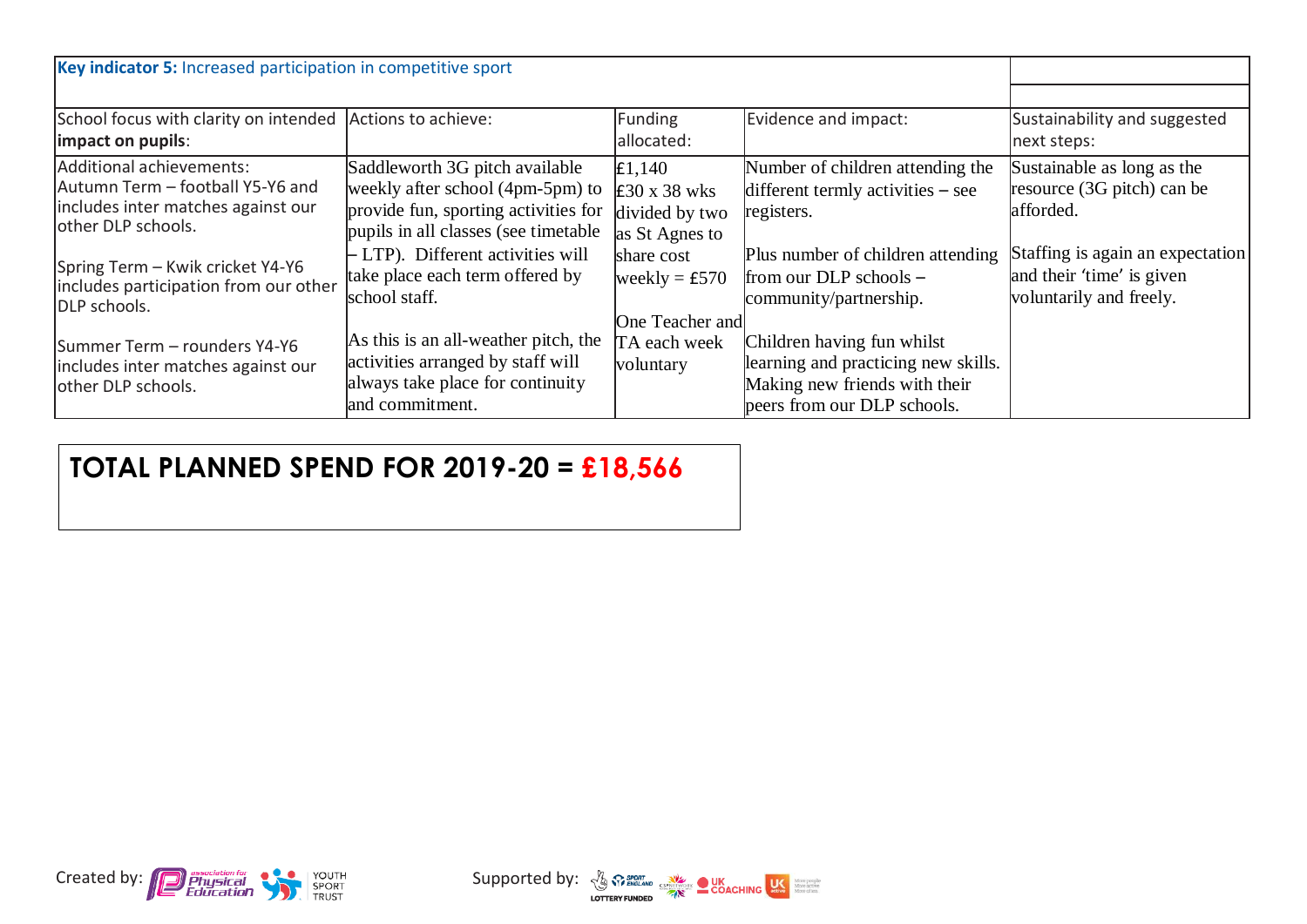| Key indicator 5: Increased participation in competitive sport | | | | |
|---|---|---|---|---|
| School focus with clarity on intended **impact on pupils**: | Actions to achieve: | Funding allocated: | Evidence and impact: | Sustainability and suggested next steps: |
| Additional achievements:<br>Autumn Term – football Y5-Y6 and includes inter matches against our other DLP schools.<br><br>Spring Term – Kwik cricket Y4-Y6 includes participation from our other DLP schools.<br><br>Summer Term – rounders Y4-Y6 includes inter matches against our other DLP schools. | Saddleworth 3G pitch available weekly after school (4pm-5pm) to provide fun, sporting activities for pupils in all classes (see timetable – LTP). Different activities will take place each term offered by school staff.<br><br>As this is an all-weather pitch, the activities arranged by staff will always take place for continuity and commitment. | £1,140<br>£30 x 38 wks divided by two as St Agnes to share cost weekly = £570<br><br>One Teacher and TA each week voluntary | Number of children attending the different termly activities – see registers.<br><br>Plus number of children attending from our DLP schools – community/partnership.<br><br>Children having fun whilst learning and practicing new skills. Making new friends with their peers from our DLP schools. | Sustainable as long as the resource (3G pitch) can be afforded.<br><br>Staffing is again an expectation and their 'time' is given voluntarily and freely. |

**TOTAL PLANNED SPEND FOR 2019-20 = £18,566**